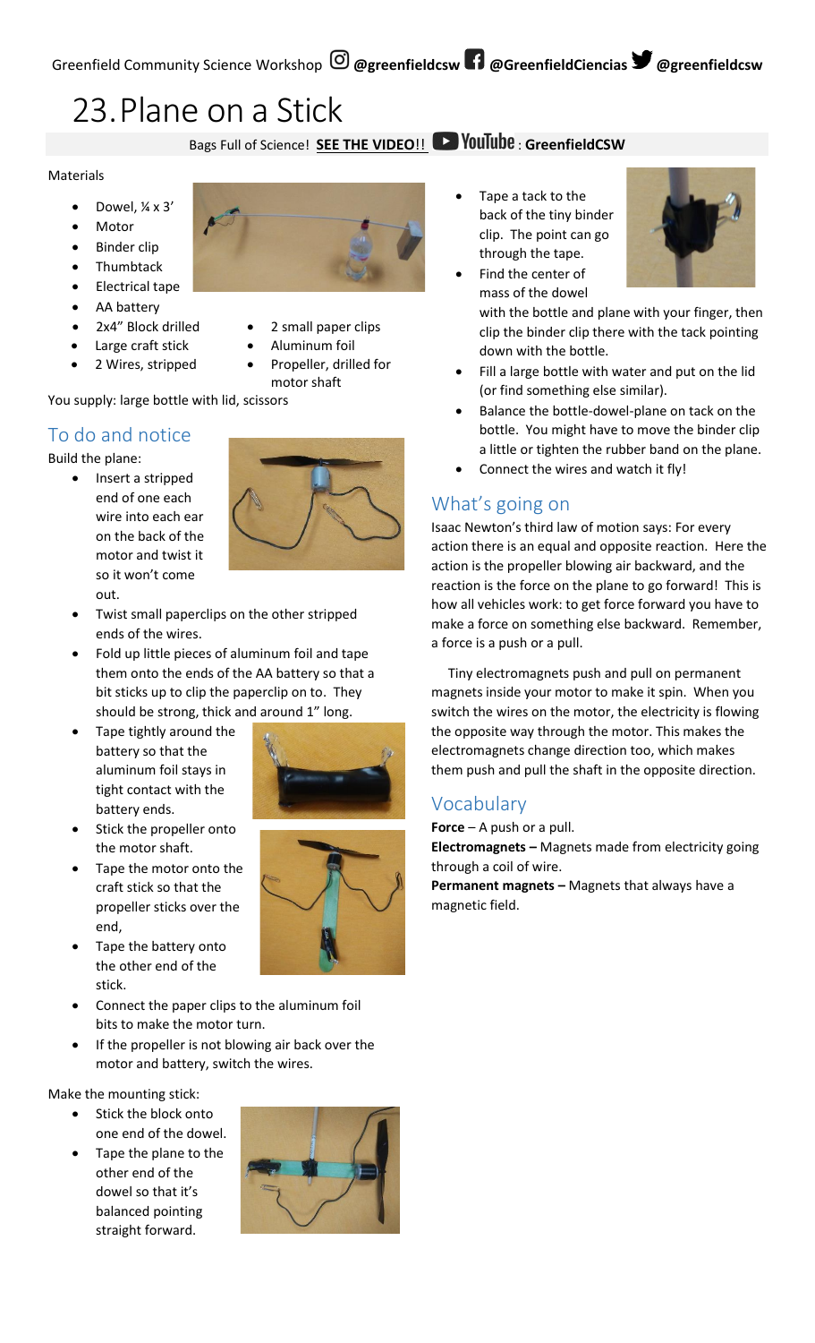Greenfield Community Science Workshop @greenfieldcsw @GreenfieldCiencias @greenfieldcsw

# 23. Plane on a Stick

Bags Full of Science! **SEE THE VIDEO**!! YouTube : **GreenfieldCSW**

Materials

- Dowel, ¼ x 3'
- Motor
- Binder clip
- Thumbtack
- Electrical tape
- AA battery
- 2x4" Block drilled
- Large craft stick
- 2 Wires, stripped
- 2 small paper clips
- Aluminum foil
- Propeller, drilled for motor shaft

You supply: large bottle with lid, scissors

## To do and notice

Build the plane:

- Insert a stripped end of one each wire into each ear on the back of the motor and twist it so it won't come out.
- Twist small paperclips on the other stripped ends of the wires.
- Fold up little pieces of aluminum foil and tape them onto the ends of the AA battery so that a bit sticks up to clip the paperclip on to. They should be strong, thick and around 1" long.
- Tape tightly around the battery so that the aluminum foil stays in tight contact with the battery ends.
- Stick the propeller onto the motor shaft.
- Tape the motor onto the craft stick so that the propeller sticks over the end,
- Tape the battery onto the other end of the stick.
- Connect the paper clips to the aluminum foil bits to make the motor turn.
- If the propeller is not blowing air back over the motor and battery, switch the wires.

Make the mounting stick:

- Stick the block onto one end of the dowel.
- Tape the plane to the other end of the dowel so that it's balanced pointing straight forward.
- Tape a tack to the back of the tiny binder clip. The point can go through the tape.
- Find the center of mass of the dowel with the bottle and plane with your finger, then clip the binder clip there with the tack pointing down with the bottle.
- Fill a large bottle with water and put on the lid (or find something else similar).
- Balance the bottle-dowel-plane on tack on the bottle. You might have to move the binder clip a little or tighten the rubber band on the plane.
- Connect the wires and watch it fly!

## What's going on

Isaac Newton's third law of motion says: For every action there is an equal and opposite reaction. Here the action is the propeller blowing air backward, and the reaction is the force on the plane to go forward! This is how all vehicles work: to get force forward you have to make a force on something else backward. Remember, a force is a push or a pull.

Tiny electromagnets push and pull on permanent magnets inside your motor to make it spin. When you switch the wires on the motor, the electricity is flowing the opposite way through the motor. This makes the electromagnets change direction too, which makes them push and pull the shaft in the opposite direction.

## Vocabulary

**Force** – A push or a pull.

**Electromagnets –** Magnets made from electricity going through a coil of wire.

**Permanent magnets –** Magnets that always have a magnetic field.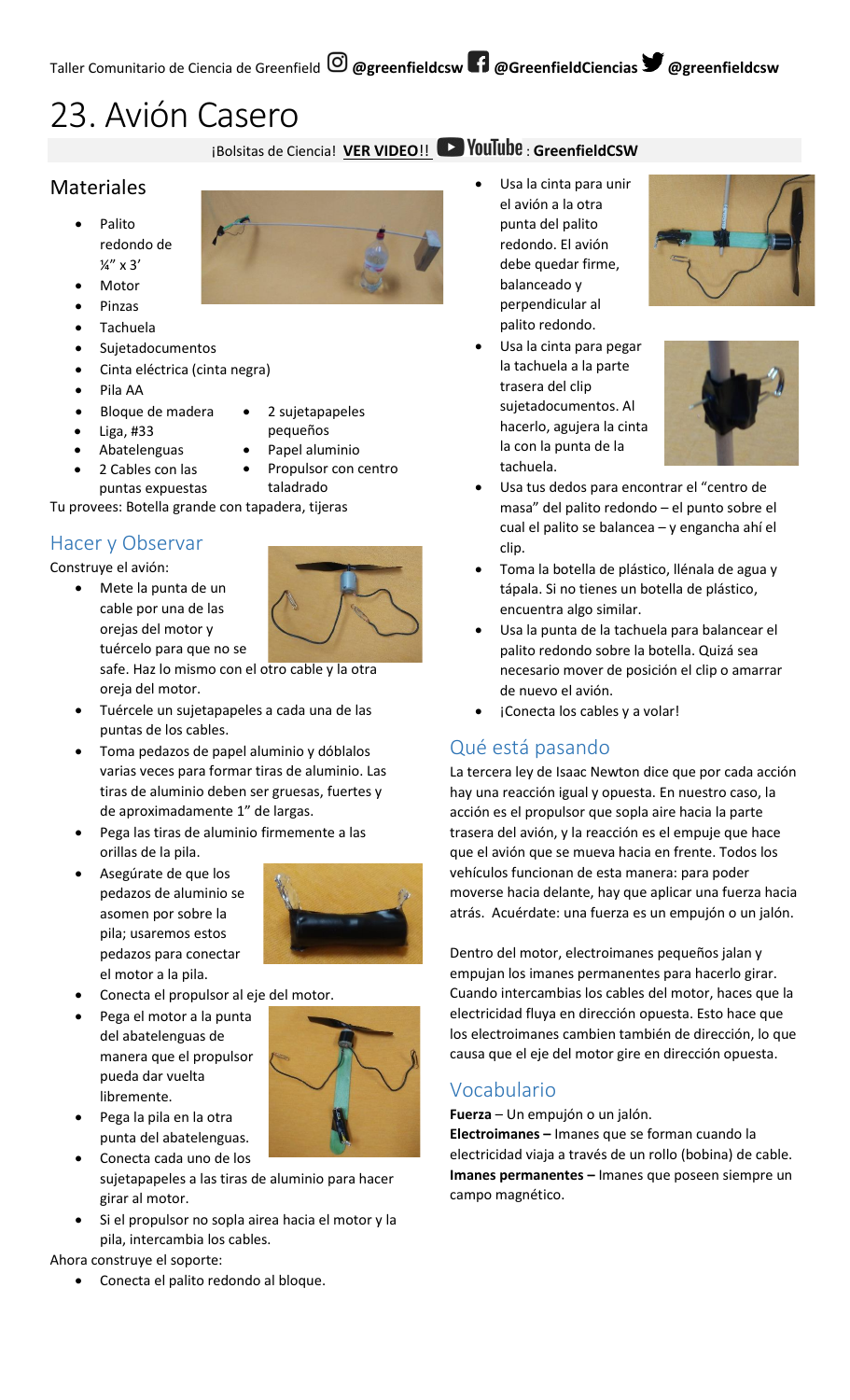Taller Comunitario de Ciencia de Greenfield **@greenfieldcsw** **@GreenfieldCiencias** **@greenfieldcsw**

# 23. Avión Casero

¡Bolsitas de Ciencia! **VER VIDEO**!! YouTube : **GreenfieldCSW**

## Materiales

- Palito redondo de ¼" x 3'
- Motor
- Pinzas
- Tachuela
- Sujetadocumentos
- Cinta eléctrica (cinta negra)
- Pila AA
- Bloque de madera
- Liga, #33
- Abatelenguas
- 2 Cables con las puntas expuestas
- 2 sujetapapeles pequeños
- Papel aluminio
- Propulsor con centro taladrado

Tu provees: Botella grande con tapadera, tijeras

## Hacer y Observar

Construye el avión:

- Mete la punta de un cable por una de las orejas del motor y tuércelo para que no se safe. Haz lo mismo con el otro cable y la otra oreja del motor.
- Tuércele un sujetapapeles a cada una de las puntas de los cables.
- Toma pedazos de papel aluminio y dóblalos varias veces para formar tiras de aluminio. Las tiras de aluminio deben ser gruesas, fuertes y de aproximadamente 1" de largas.
- Pega las tiras de aluminio firmemente a las orillas de la pila.
- Asegúrate de que los pedazos de aluminio se asomen por sobre la pila; usaremos estos pedazos para conectar el motor a la pila.
- Conecta el propulsor al eje del motor.
- Pega el motor a la punta del abatelenguas de manera que el propulsor pueda dar vuelta libremente.
- Pega la pila en la otra punta del abatelenguas.
- Conecta cada uno de los sujetapapeles a las tiras de aluminio para hacer girar al motor.
- Si el propulsor no sopla airea hacia el motor y la pila, intercambia los cables.

Ahora construye el soporte:

- Conecta el palito redondo al bloque.
- Usa la cinta para unir el avión a la otra punta del palito redondo. El avión debe quedar firme, balanceado y perpendicular al palito redondo.
- Usa la cinta para pegar la tachuela a la parte trasera del clip sujetadocumentos. Al hacerlo, agujera la cinta la con la punta de la tachuela.
- Usa tus dedos para encontrar el "centro de masa" del palito redondo – el punto sobre el cual el palito se balancea – y engancha ahí el clip.
- Toma la botella de plástico, llénala de agua y tápala. Si no tienes un botella de plástico, encuentra algo similar.
- Usa la punta de la tachuela para balancear el palito redondo sobre la botella. Quizá sea necesario mover de posición el clip o amarrar de nuevo el avión.
- ¡Conecta los cables y a volar!

## Qué está pasando

La tercera ley de Isaac Newton dice que por cada acción hay una reacción igual y opuesta. En nuestro caso, la acción es el propulsor que sopla aire hacia la parte trasera del avión, y la reacción es el empuje que hace que el avión que se mueva hacia en frente. Todos los vehículos funcionan de esta manera: para poder moverse hacia delante, hay que aplicar una fuerza hacia atrás. Acuérdate: una fuerza es un empujón o un jalón.

Dentro del motor, electroimanes pequeños jalan y empujan los imanes permanentes para hacerlo girar. Cuando intercambias los cables del motor, haces que la electricidad fluya en dirección opuesta. Esto hace que los electroimanes cambien también de dirección, lo que causa que el eje del motor gire en dirección opuesta.

## Vocabulario

**Fuerza** – Un empujón o un jalón.
**Electroimanes –** Imanes que se forman cuando la electricidad viaja a través de un rollo (bobina) de cable.
**Imanes permanentes –** Imanes que poseen siempre un campo magnético.